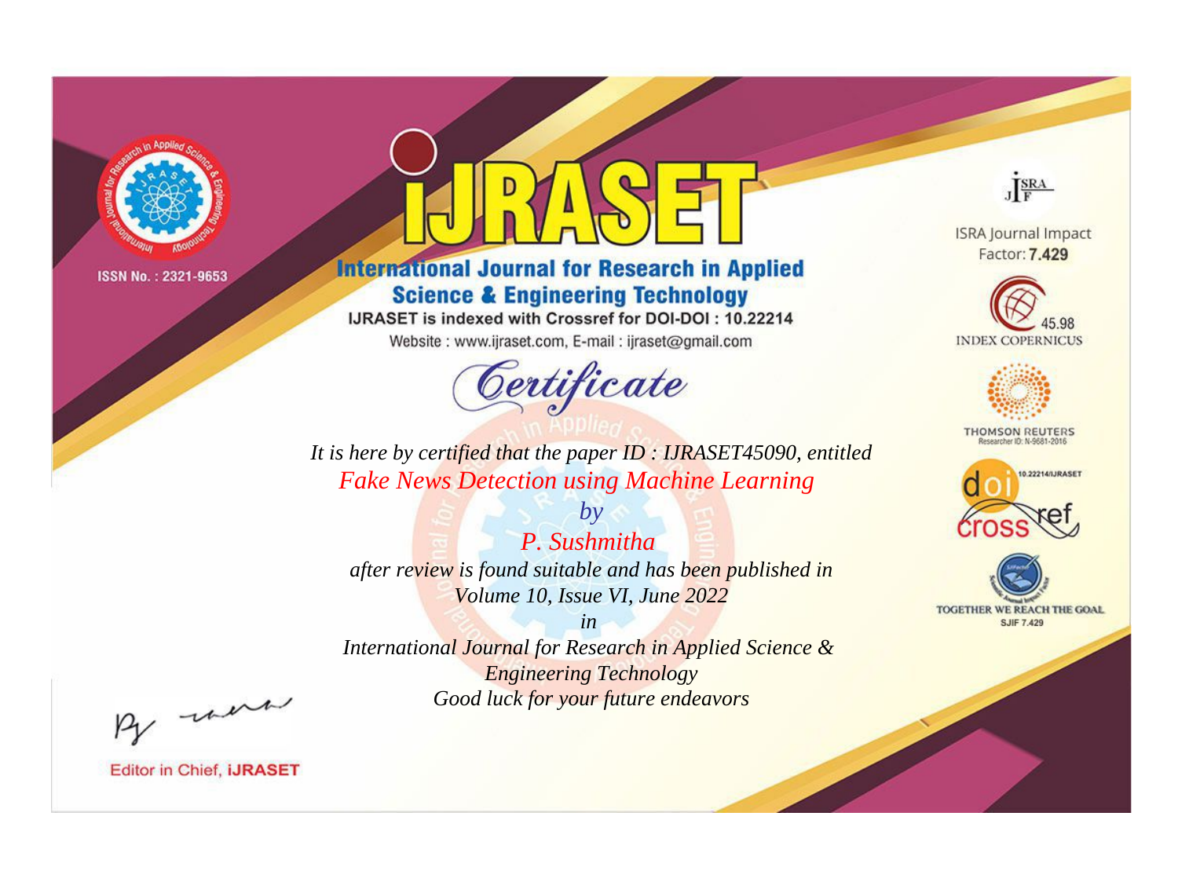ISSN No. : 2321-9653

# IJRASET

## International Journal for Research in Applied Science & Engineering Technology

IJRASET is indexed with Crossref for DOI-DOI : 10.22214

Website : www.ijraset.com, E-mail : ijraset@gmail.com

ISRA Journal Impact Factor: **7.429**

45.98 INDEX COPERNICUS

THOMSON REUTERS Researcher ID: N-9681-2016

10.22214/IJRASET

TOGETHER WE REACH THE GOAL SJIF 7.429

## *Certificate*

*It is here by certified that the paper ID : IJRASET45090, entitled*

*Fake News Detection using Machine Learning*

*by*

*P. Sushmitha*

*after review is found suitable and has been published in*

*Volume 10, Issue VI, June 2022*

*in*

*International Journal for Research in Applied Science & Engineering Technology*

*Good luck for your future endeavors*

Editor in Chief, **iJRASET**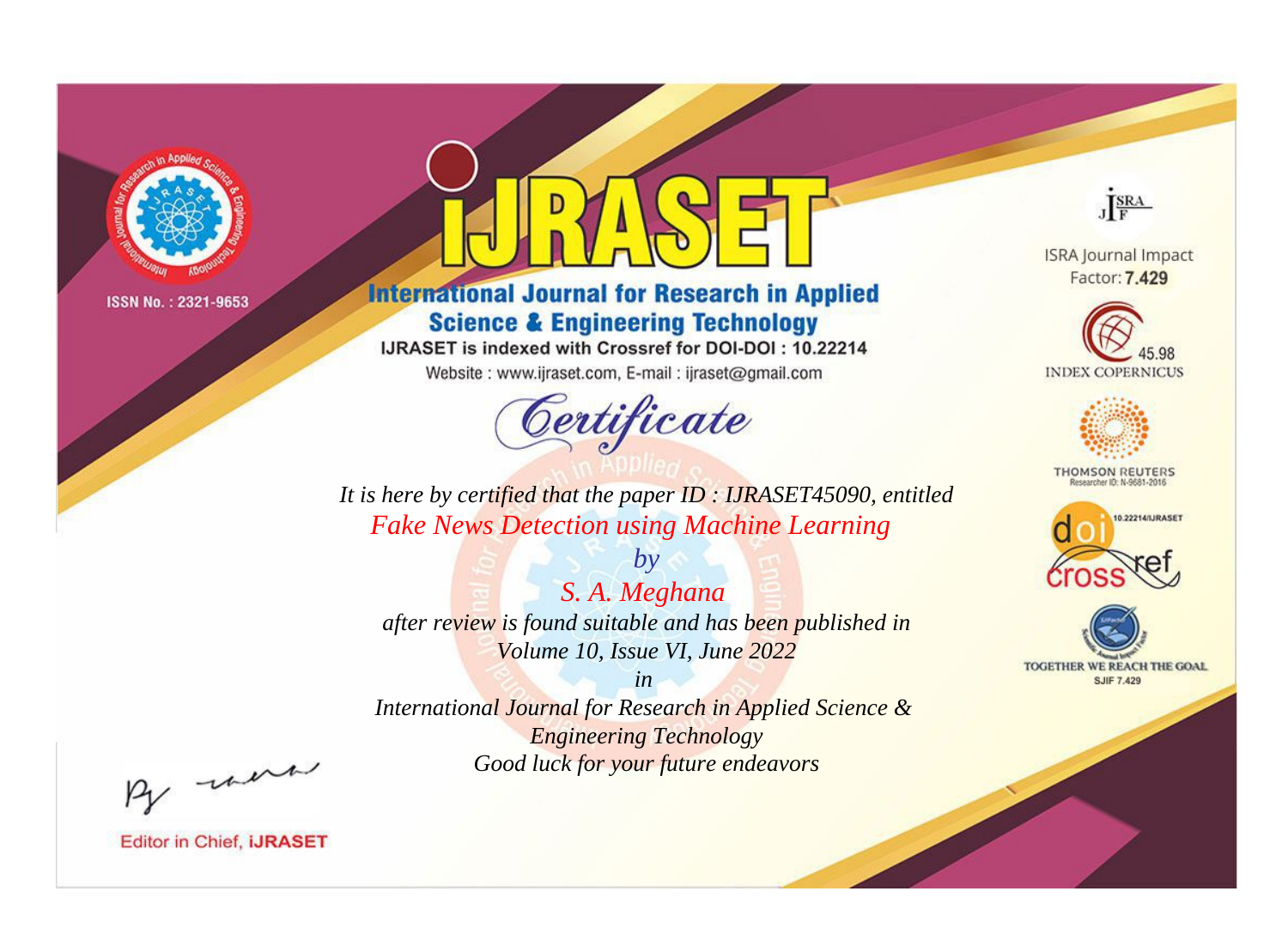ISSN No. : 2321-9653

# IJRASET

## International Journal for Research in Applied Science & Engineering Technology

IJRASET is indexed with Crossref for DOI-DOI : 10.22214

Website : www.ijraset.com, E-mail : ijraset@gmail.com

# Certificate

*It is here by certified that the paper ID : IJRASET45090, entitled*

*Fake News Detection using Machine Learning*

*by*

*S. A. Meghana*

*after review is found suitable and has been published in*

*Volume 10, Issue VI, June 2022*

*in*

*International Journal for Research in Applied Science & Engineering Technology*

*Good luck for your future endeavors*

ISRA Journal Impact Factor: **7.429**

45.98 INDEX COPERNICUS

THOMSON REUTERS Researcher ID: N-9681-2016

10.22214/IJRASET

TOGETHER WE REACH THE GOAL SJIF 7.429

Editor in Chief, **iJRASET**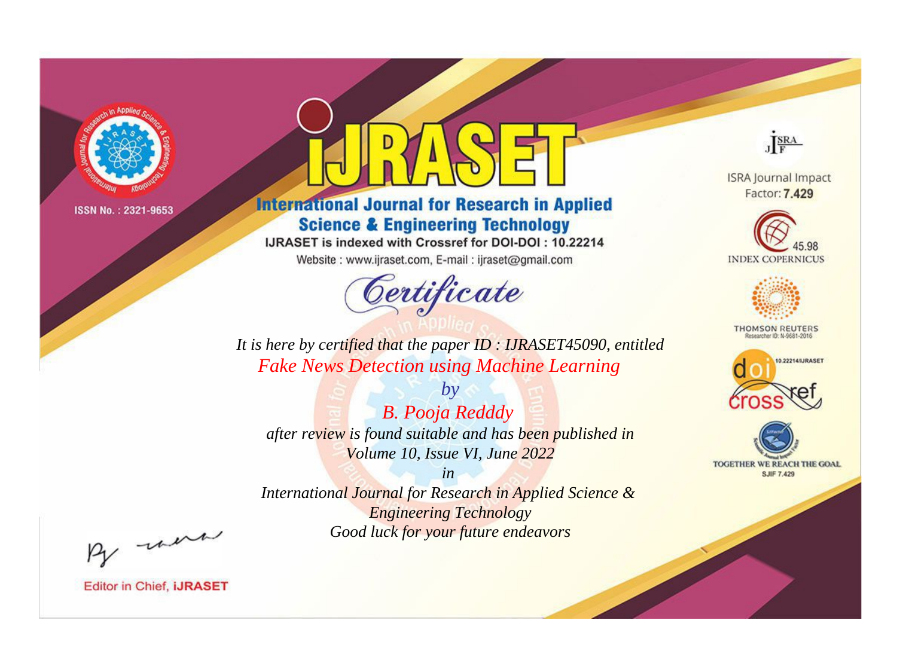ISSN No. : 2321-9653

# iJRASET

## International Journal for Research in Applied Science & Engineering Technology

IJRASET is indexed with Crossref for DOI-DOI : 10.22214

Website : www.ijraset.com, E-mail : ijraset@gmail.com

# Certificate

*It is here by certified that the paper ID : IJRASET45090, entitled*

*Fake News Detection using Machine Learning*

*by*

*B. Pooja Redddy*

*after review is found suitable and has been published in*

*Volume 10, Issue VI, June 2022*

*in*

*International Journal for Research in Applied Science & Engineering Technology*

*Good luck for your future endeavors*

ISRA Journal Impact Factor: **7.429**

45.98 INDEX COPERNICUS

THOMSON REUTERS Researcher ID: N-9681-2016

10.22214/IJRASET doi crossref

TOGETHER WE REACH THE GOAL SJIF 7.429

Editor in Chief, **iJRASET**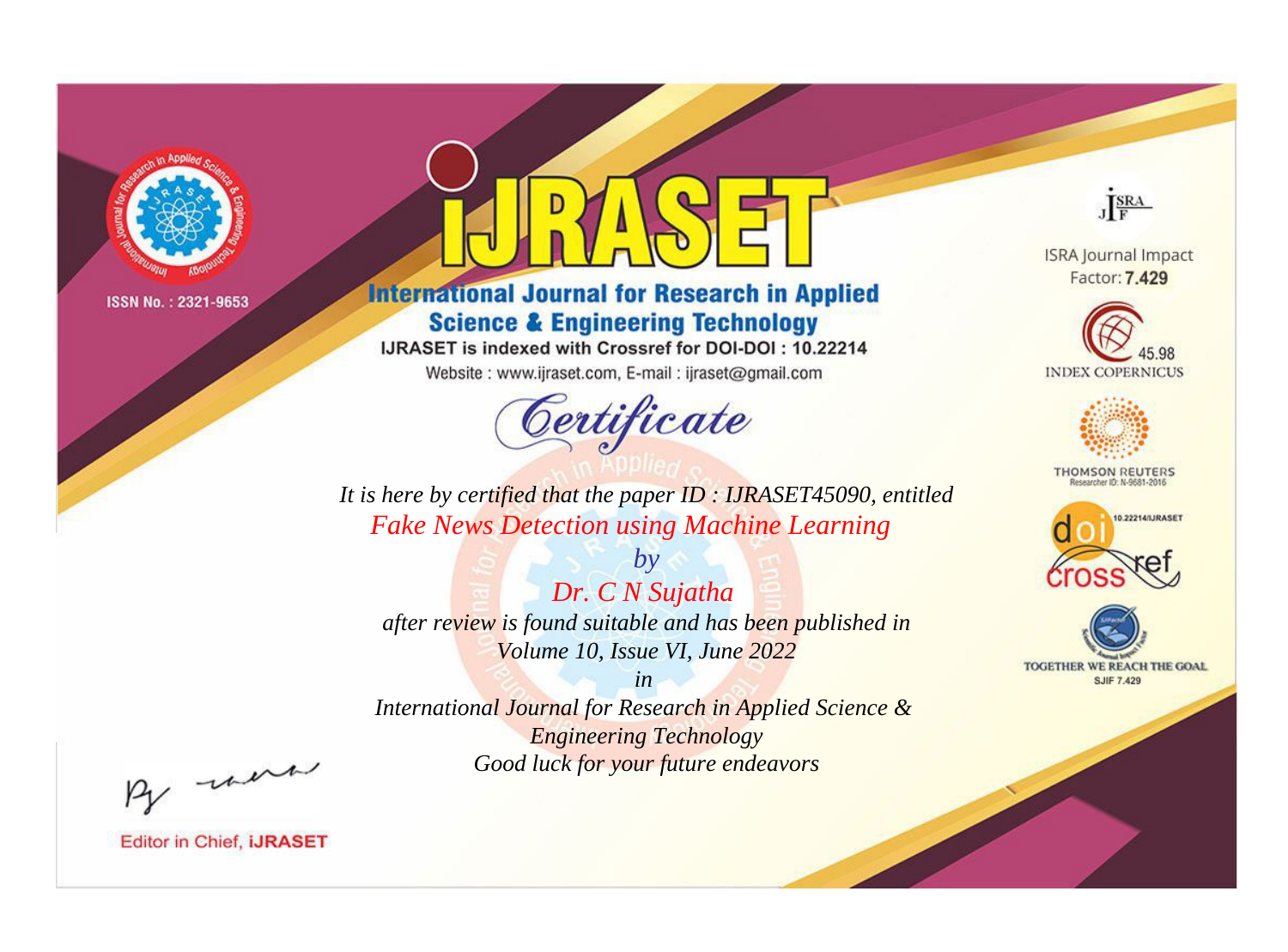ISSN No. : 2321-9653

# iJRASET

## International Journal for Research in Applied Science & Engineering Technology

IJRASET is indexed with Crossref for DOI-DOI : 10.22214

Website : www.ijraset.com, E-mail : ijraset@gmail.com

# Certificate

*It is here by certified that the paper ID : IJRASET45090, entitled*

*Fake News Detection using Machine Learning*

*by*

*Dr. C N Sujatha*

*after review is found suitable and has been published in*

*Volume 10, Issue VI, June 2022*

*in*

*International Journal for Research in Applied Science & Engineering Technology*

*Good luck for your future endeavors*

ISRA Journal Impact Factor: **7.429**

45.98 INDEX COPERNICUS

THOMSON REUTERS Researcher ID: N-9681-2016

10.22214/IJRASET

crossref

TOGETHER WE REACH THE GOAL SJIF 7.429

Editor in Chief, **iJRASET**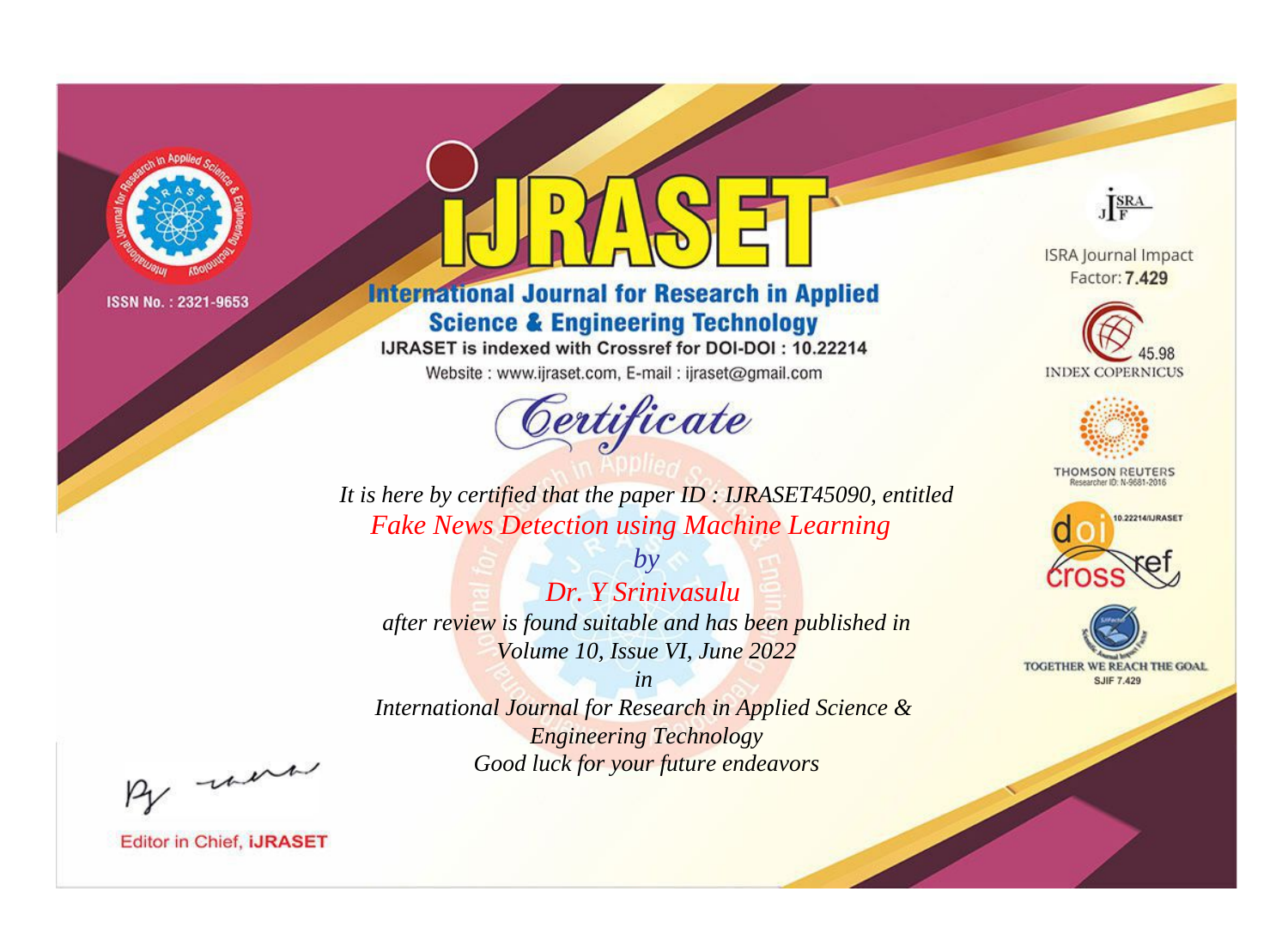ISSN No. : 2321-9653

# iJRASET

## International Journal for Research in Applied Science & Engineering Technology

IJRASET is indexed with Crossref for DOI-DOI : 10.22214

Website : www.ijraset.com, E-mail : ijraset@gmail.com

*Certificate*

*It is here by certified that the paper ID : IJRASET45090, entitled*

*Fake News Detection using Machine Learning*

*by*

*Dr. Y Srinivasulu*

*after review is found suitable and has been published in*

*Volume 10, Issue VI, June 2022*

*in*

*International Journal for Research in Applied Science & Engineering Technology*

*Good luck for your future endeavors*

ISRA Journal Impact Factor: **7.429**

45.98 INDEX COPERNICUS

THOMSON REUTERS Researcher ID: N-9681-2016

10.22214/IJRASET

TOGETHER WE REACH THE GOAL SJIF 7.429

Editor in Chief, **iJRASET**